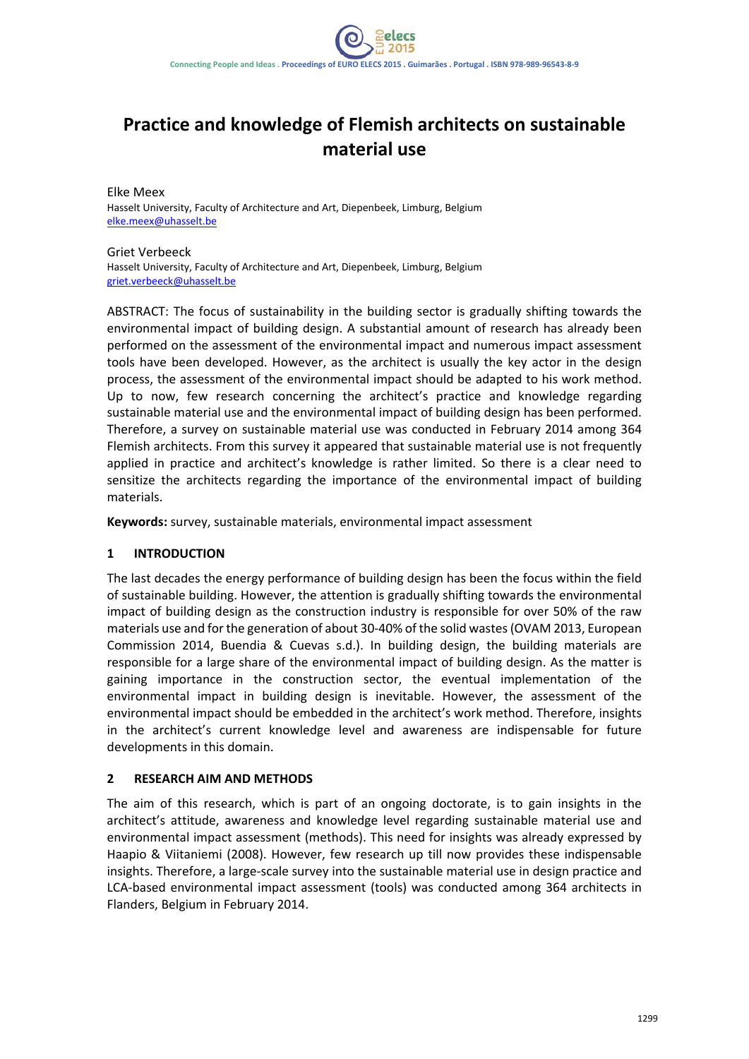# Practice and knowledge of Flemish architects on sustainable material use

Elke Meex
Hasselt University, Faculty of Architecture and Art, Diepenbeek, Limburg, Belgium
elke.meex@uhasselt.be

Griet Verbeeck
Hasselt University, Faculty of Architecture and Art, Diepenbeek, Limburg, Belgium
griet.verbeeck@uhasselt.be

ABSTRACT: The focus of sustainability in the building sector is gradually shifting towards the environmental impact of building design. A substantial amount of research has already been performed on the assessment of the environmental impact and numerous impact assessment tools have been developed. However, as the architect is usually the key actor in the design process, the assessment of the environmental impact should be adapted to his work method. Up to now, few research concerning the architect's practice and knowledge regarding sustainable material use and the environmental impact of building design has been performed. Therefore, a survey on sustainable material use was conducted in February 2014 among 364 Flemish architects. From this survey it appeared that sustainable material use is not frequently applied in practice and architect's knowledge is rather limited. So there is a clear need to sensitize the architects regarding the importance of the environmental impact of building materials.

**Keywords:** survey, sustainable materials, environmental impact assessment

## 1 INTRODUCTION

The last decades the energy performance of building design has been the focus within the field of sustainable building. However, the attention is gradually shifting towards the environmental impact of building design as the construction industry is responsible for over 50% of the raw materials use and for the generation of about 30-40% of the solid wastes (OVAM 2013, European Commission 2014, Buendia & Cuevas s.d.). In building design, the building materials are responsible for a large share of the environmental impact of building design. As the matter is gaining importance in the construction sector, the eventual implementation of the environmental impact in building design is inevitable. However, the assessment of the environmental impact should be embedded in the architect's work method. Therefore, insights in the architect's current knowledge level and awareness are indispensable for future developments in this domain.

## 2 RESEARCH AIM AND METHODS

The aim of this research, which is part of an ongoing doctorate, is to gain insights in the architect's attitude, awareness and knowledge level regarding sustainable material use and environmental impact assessment (methods). This need for insights was already expressed by Haapio & Viitaniemi (2008). However, few research up till now provides these indispensable insights. Therefore, a large-scale survey into the sustainable material use in design practice and LCA-based environmental impact assessment (tools) was conducted among 364 architects in Flanders, Belgium in February 2014.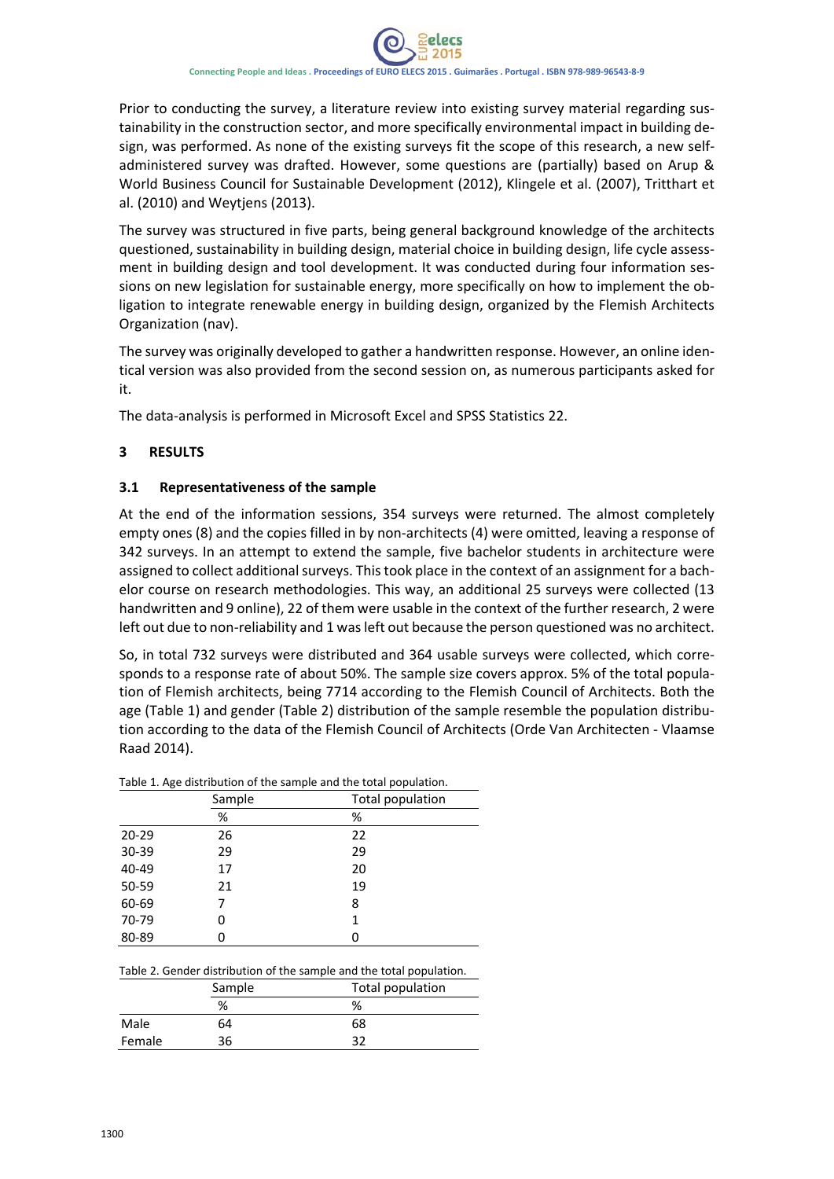Prior to conducting the survey, a literature review into existing survey material regarding sustainability in the construction sector, and more specifically environmental impact in building design, was performed. As none of the existing surveys fit the scope of this research, a new self-administered survey was drafted. However, some questions are (partially) based on Arup & World Business Council for Sustainable Development (2012), Klingele et al. (2007), Tritthart et al. (2010) and Weytjens (2013).

The survey was structured in five parts, being general background knowledge of the architects questioned, sustainability in building design, material choice in building design, life cycle assessment in building design and tool development. It was conducted during four information sessions on new legislation for sustainable energy, more specifically on how to implement the obligation to integrate renewable energy in building design, organized by the Flemish Architects Organization (nav).

The survey was originally developed to gather a handwritten response. However, an online identical version was also provided from the second session on, as numerous participants asked for it.

The data-analysis is performed in Microsoft Excel and SPSS Statistics 22.

## 3 RESULTS

### 3.1 Representativeness of the sample

At the end of the information sessions, 354 surveys were returned. The almost completely empty ones (8) and the copies filled in by non-architects (4) were omitted, leaving a response of 342 surveys. In an attempt to extend the sample, five bachelor students in architecture were assigned to collect additional surveys. This took place in the context of an assignment for a bachelor course on research methodologies. This way, an additional 25 surveys were collected (13 handwritten and 9 online), 22 of them were usable in the context of the further research, 2 were left out due to non-reliability and 1 was left out because the person questioned was no architect.

So, in total 732 surveys were distributed and 364 usable surveys were collected, which corresponds to a response rate of about 50%. The sample size covers approx. 5% of the total population of Flemish architects, being 7714 according to the Flemish Council of Architects. Both the age (Table 1) and gender (Table 2) distribution of the sample resemble the population distribution according to the data of the Flemish Council of Architects (Orde Van Architecten - Vlaamse Raad 2014).

Table 1. Age distribution of the sample and the total population.

| | Sample | Total population |
|---|---|---|
| | % | % |
| 20-29 | 26 | 22 |
| 30-39 | 29 | 29 |
| 40-49 | 17 | 20 |
| 50-59 | 21 | 19 |
| 60-69 | 7 | 8 |
| 70-79 | 0 | 1 |
| 80-89 | 0 | 0 |

Table 2. Gender distribution of the sample and the total population.

| | Sample | Total population |
|---|---|---|
| | % | % |
| Male | 64 | 68 |
| Female | 36 | 32 |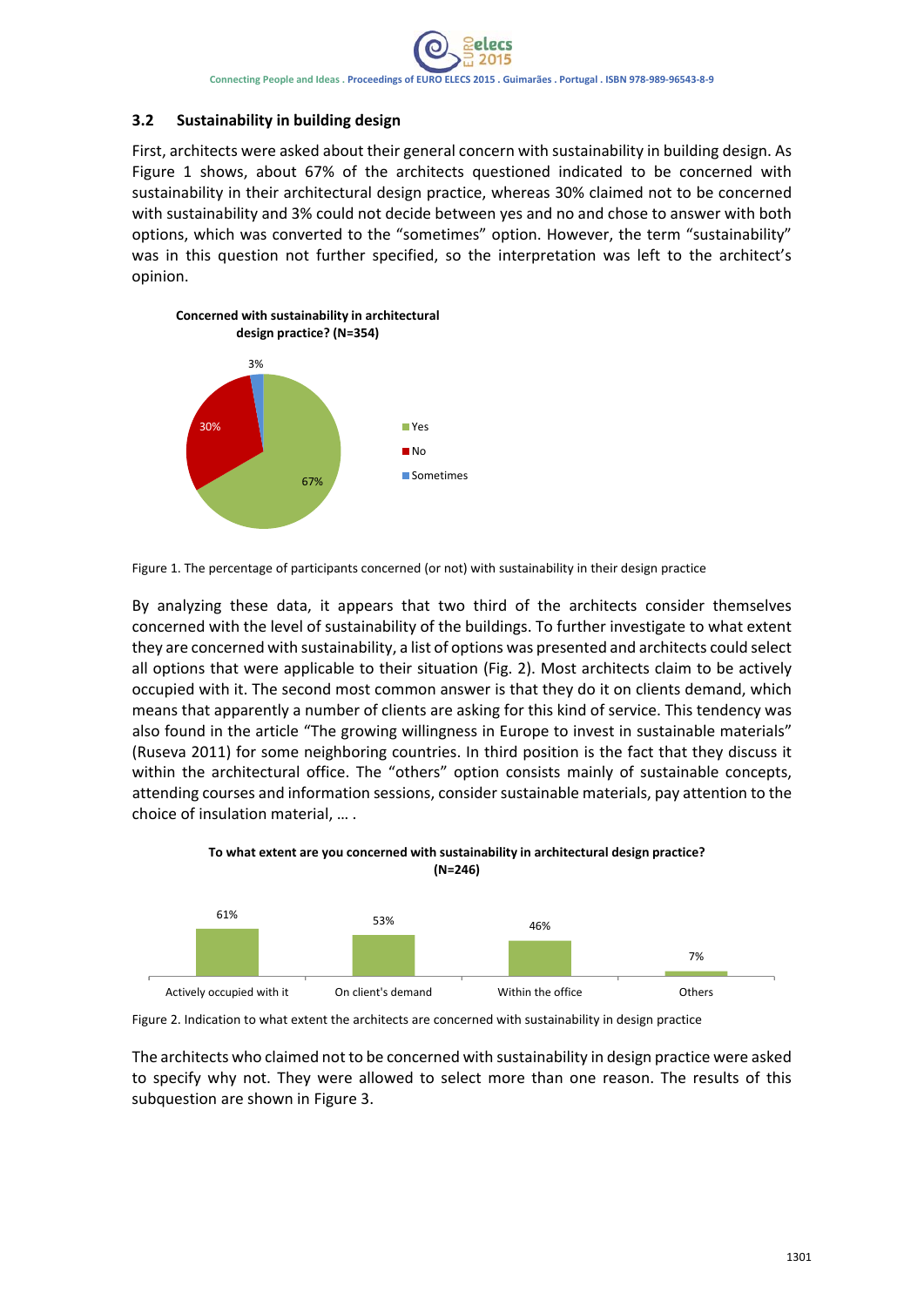### 3.2 Sustainability in building design

First, architects were asked about their general concern with sustainability in building design. As Figure 1 shows, about 67% of the architects questioned indicated to be concerned with sustainability in their architectural design practice, whereas 30% claimed not to be concerned with sustainability and 3% could not decide between yes and no and chose to answer with both options, which was converted to the "sometimes" option. However, the term "sustainability" was in this question not further specified, so the interpretation was left to the architect's opinion.

**Concerned with sustainability in architectural design practice? (N=354)**

3%
30%
67%

Yes
No
Sometimes

Figure 1. The percentage of participants concerned (or not) with sustainability in their design practice

By analyzing these data, it appears that two third of the architects consider themselves concerned with the level of sustainability of the buildings. To further investigate to what extent they are concerned with sustainability, a list of options was presented and architects could select all options that were applicable to their situation (Fig. 2). Most architects claim to be actively occupied with it. The second most common answer is that they do it on clients demand, which means that apparently a number of clients are asking for this kind of service. This tendency was also found in the article "The growing willingness in Europe to invest in sustainable materials" (Ruseva 2011) for some neighboring countries. In third position is the fact that they discuss it within the architectural office. The "others" option consists mainly of sustainable concepts, attending courses and information sessions, consider sustainable materials, pay attention to the choice of insulation material, … .

**To what extent are you concerned with sustainability in architectural design practice? (N=246)**

61%
53%
46%
7%

Actively occupied with it
On client's demand
Within the office
Others

Figure 2. Indication to what extent the architects are concerned with sustainability in design practice

The architects who claimed not to be concerned with sustainability in design practice were asked to specify why not. They were allowed to select more than one reason. The results of this subquestion are shown in Figure 3.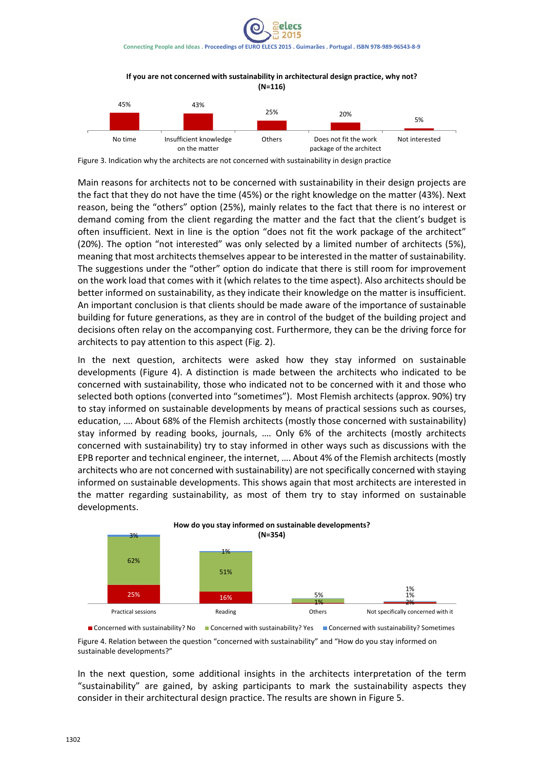If you are not concerned with sustainability in architectural design practice, why not?
(N=116)

45%
43%
25%
20%
5%

No time
Insufficient knowledge on the matter
Others
Does not fit the work package of the architect
Not interested

Figure 3. Indication why the architects are not concerned with sustainability in design practice

Main reasons for architects not to be concerned with sustainability in their design projects are the fact that they do not have the time (45%) or the right knowledge on the matter (43%). Next reason, being the "others" option (25%), mainly relates to the fact that there is no interest or demand coming from the client regarding the matter and the fact that the client's budget is often insufficient. Next in line is the option "does not fit the work package of the architect" (20%). The option "not interested" was only selected by a limited number of architects (5%), meaning that most architects themselves appear to be interested in the matter of sustainability. The suggestions under the "other" option do indicate that there is still room for improvement on the work load that comes with it (which relates to the time aspect). Also architects should be better informed on sustainability, as they indicate their knowledge on the matter is insufficient. An important conclusion is that clients should be made aware of the importance of sustainable building for future generations, as they are in control of the budget of the building project and decisions often relay on the accompanying cost. Furthermore, they can be the driving force for architects to pay attention to this aspect (Fig. 2).

In the next question, architects were asked how they stay informed on sustainable developments (Figure 4). A distinction is made between the architects who indicated to be concerned with sustainability, those who indicated not to be concerned with it and those who selected both options (converted into "sometimes"). Most Flemish architects (approx. 90%) try to stay informed on sustainable developments by means of practical sessions such as courses, education, …. About 68% of the Flemish architects (mostly those concerned with sustainability) stay informed by reading books, journals, …. Only 6% of the architects (mostly architects concerned with sustainability) try to stay informed in other ways such as discussions with the EPB reporter and technical engineer, the internet, …. About 4% of the Flemish architects (mostly architects who are not concerned with sustainability) are not specifically concerned with staying informed on sustainable developments. This shows again that most architects are interested in the matter regarding sustainability, as most of them try to stay informed on sustainable developments.

How do you stay informed on sustainable developments?
(N=354)

3%
62%
25%
Practical sessions

1%
51%
16%
Reading

5%
1%
Others

1%
1%
2%
Not specifically concerned with it

Concerned with sustainability? No
Concerned with sustainability? Yes
Concerned with sustainability? Sometimes

Figure 4. Relation between the question "concerned with sustainability" and "How do you stay informed on sustainable developments?"

In the next question, some additional insights in the architects interpretation of the term "sustainability" are gained, by asking participants to mark the sustainability aspects they consider in their architectural design practice. The results are shown in Figure 5.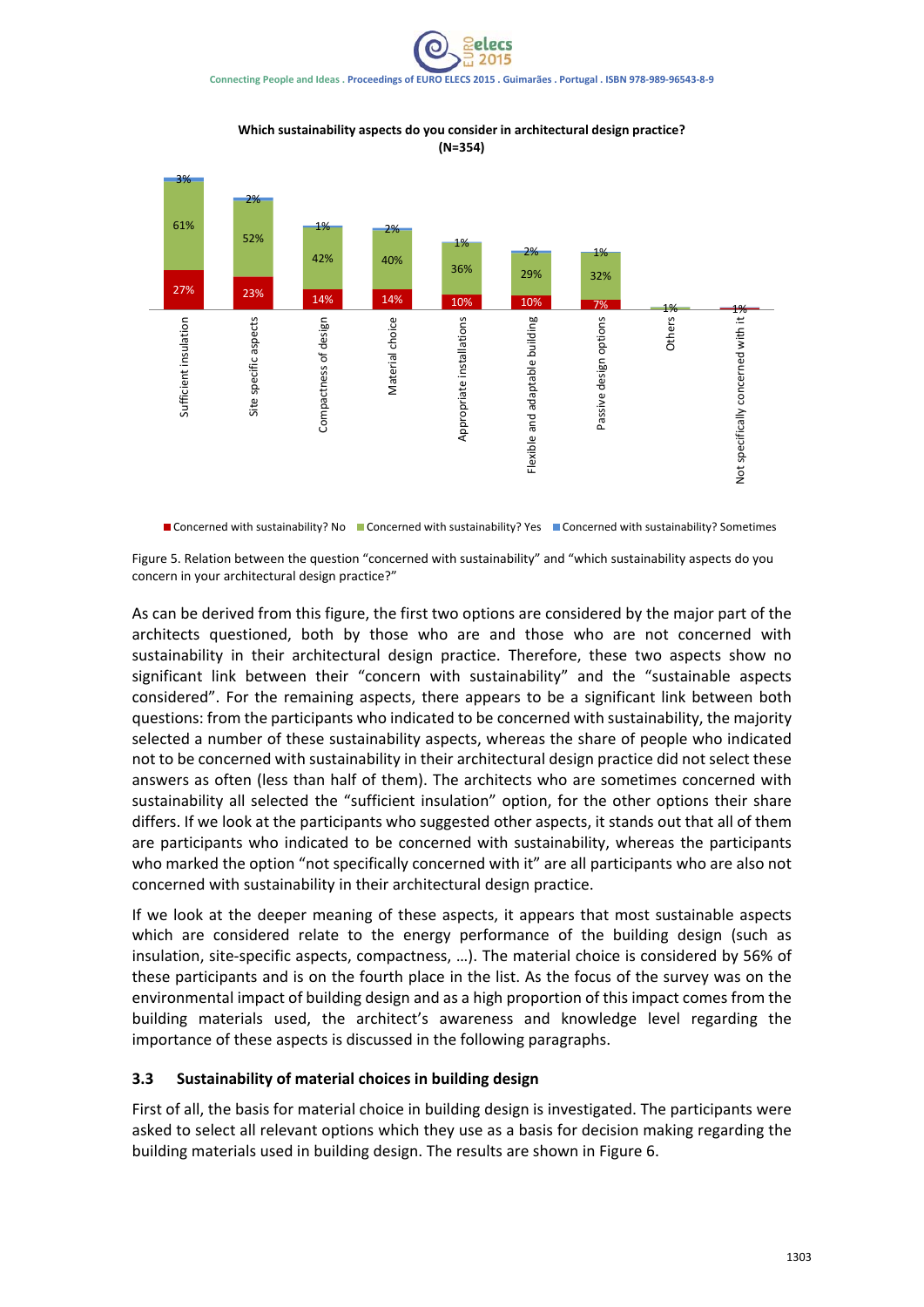Which sustainability aspects do you consider in architectural design practice? (N=354)

Sufficient insulation: 27%, 61%, 3%
Site specific aspects: 23%, 52%, 2%
Compactness of design: 14%, 42%, 1%
Material choice: 14%, 40%, 2%
Appropriate installations: 10%, 36%, 1%
Flexible and adaptable building: 10%, 29%, 2%
Passive design options: 7%, 32%, 1%
Others: 1%
Not specifically concerned with it: 1%

Concerned with sustainability? No
Concerned with sustainability? Yes
Concerned with sustainability? Sometimes

Figure 5. Relation between the question "concerned with sustainability" and "which sustainability aspects do you concern in your architectural design practice?"

As can be derived from this figure, the first two options are considered by the major part of the architects questioned, both by those who are and those who are not concerned with sustainability in their architectural design practice. Therefore, these two aspects show no significant link between their "concern with sustainability" and the "sustainable aspects considered". For the remaining aspects, there appears to be a significant link between both questions: from the participants who indicated to be concerned with sustainability, the majority selected a number of these sustainability aspects, whereas the share of people who indicated not to be concerned with sustainability in their architectural design practice did not select these answers as often (less than half of them). The architects who are sometimes concerned with sustainability all selected the "sufficient insulation" option, for the other options their share differs. If we look at the participants who suggested other aspects, it stands out that all of them are participants who indicated to be concerned with sustainability, whereas the participants who marked the option "not specifically concerned with it" are all participants who are also not concerned with sustainability in their architectural design practice.

If we look at the deeper meaning of these aspects, it appears that most sustainable aspects which are considered relate to the energy performance of the building design (such as insulation, site-specific aspects, compactness, …). The material choice is considered by 56% of these participants and is on the fourth place in the list. As the focus of the survey was on the environmental impact of building design and as a high proportion of this impact comes from the building materials used, the architect's awareness and knowledge level regarding the importance of these aspects is discussed in the following paragraphs.

### 3.3 Sustainability of material choices in building design

First of all, the basis for material choice in building design is investigated. The participants were asked to select all relevant options which they use as a basis for decision making regarding the building materials used in building design. The results are shown in Figure 6.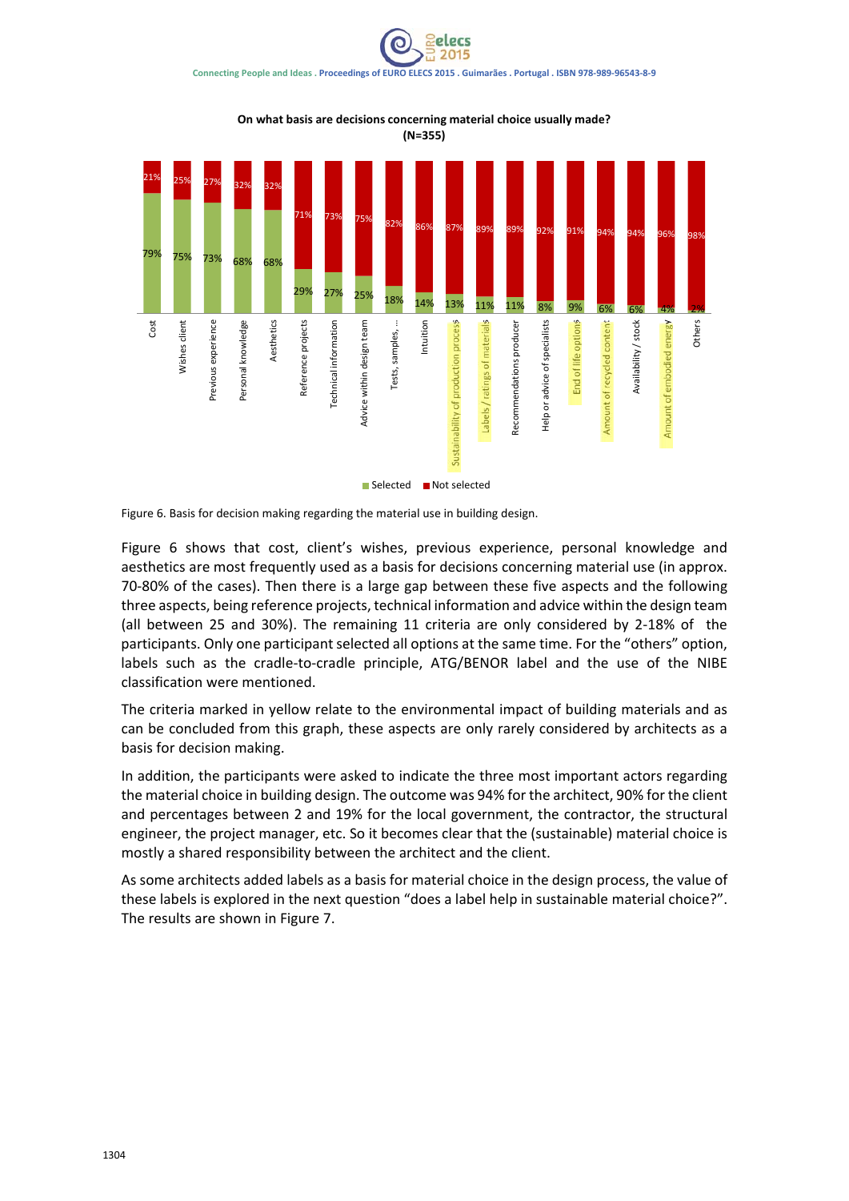On what basis are decisions concerning material choice usually made?
(N=355)

Cost: 79% / 21%
Wishes client: 75% / 25%
Previous experience: 73% / 27%
Personal knowledge: 68% / 32%
Aesthetics: 68% / 32%
Reference projects: 29% / 71%
Technical information: 27% / 73%
Advice within design team: 25% / 75%
Tests, samples, ...: 18% / 82%
Intuition: 14% / 86%
Sustainability of production process: 13% / 87%
Labels / ratings of materials: 11% / 89%
Recommendations producer: 11% / 89%
Help or advice of specialists: 8% / 92%
End of life options: 9% / 91%
Amount of recycled content: 6% / 94%
Availability / stock: 6% / 94%
Amount of embodied energy: 4% / 96%
Others: 2% / 98%

Selected
Not selected

Figure 6. Basis for decision making regarding the material use in building design.

Figure 6 shows that cost, client's wishes, previous experience, personal knowledge and aesthetics are most frequently used as a basis for decisions concerning material use (in approx. 70-80% of the cases). Then there is a large gap between these five aspects and the following three aspects, being reference projects, technical information and advice within the design team (all between 25 and 30%). The remaining 11 criteria are only considered by 2-18% of the participants. Only one participant selected all options at the same time. For the "others" option, labels such as the cradle-to-cradle principle, ATG/BENOR label and the use of the NIBE classification were mentioned.

The criteria marked in yellow relate to the environmental impact of building materials and as can be concluded from this graph, these aspects are only rarely considered by architects as a basis for decision making.

In addition, the participants were asked to indicate the three most important actors regarding the material choice in building design. The outcome was 94% for the architect, 90% for the client and percentages between 2 and 19% for the local government, the contractor, the structural engineer, the project manager, etc. So it becomes clear that the (sustainable) material choice is mostly a shared responsibility between the architect and the client.

As some architects added labels as a basis for material choice in the design process, the value of these labels is explored in the next question "does a label help in sustainable material choice?". The results are shown in Figure 7.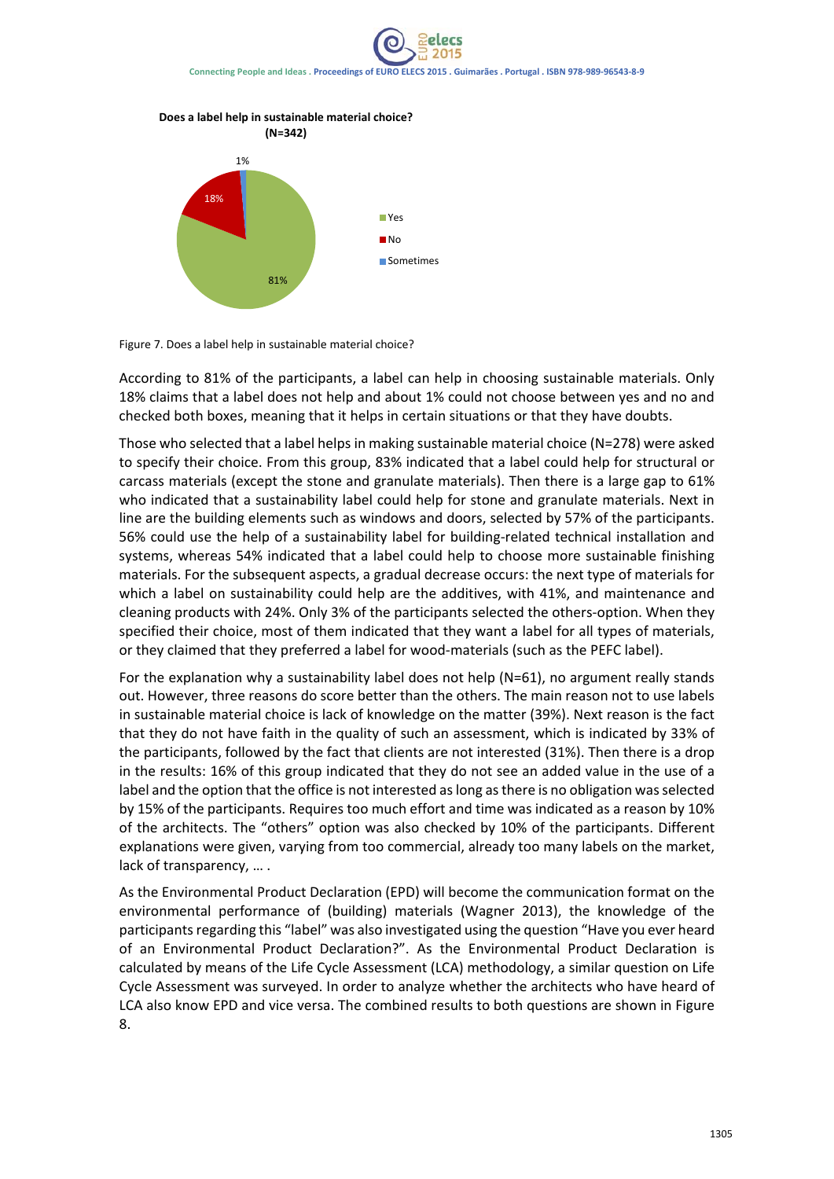Does a label help in sustainable material choice?
(N=342)

1%

18%

81%

Yes

No

Sometimes

Figure 7. Does a label help in sustainable material choice?

According to 81% of the participants, a label can help in choosing sustainable materials. Only 18% claims that a label does not help and about 1% could not choose between yes and no and checked both boxes, meaning that it helps in certain situations or that they have doubts.

Those who selected that a label helps in making sustainable material choice (N=278) were asked to specify their choice. From this group, 83% indicated that a label could help for structural or carcass materials (except the stone and granulate materials). Then there is a large gap to 61% who indicated that a sustainability label could help for stone and granulate materials. Next in line are the building elements such as windows and doors, selected by 57% of the participants. 56% could use the help of a sustainability label for building-related technical installation and systems, whereas 54% indicated that a label could help to choose more sustainable finishing materials. For the subsequent aspects, a gradual decrease occurs: the next type of materials for which a label on sustainability could help are the additives, with 41%, and maintenance and cleaning products with 24%. Only 3% of the participants selected the others-option. When they specified their choice, most of them indicated that they want a label for all types of materials, or they claimed that they preferred a label for wood-materials (such as the PEFC label).

For the explanation why a sustainability label does not help (N=61), no argument really stands out. However, three reasons do score better than the others. The main reason not to use labels in sustainable material choice is lack of knowledge on the matter (39%). Next reason is the fact that they do not have faith in the quality of such an assessment, which is indicated by 33% of the participants, followed by the fact that clients are not interested (31%). Then there is a drop in the results: 16% of this group indicated that they do not see an added value in the use of a label and the option that the office is not interested as long as there is no obligation was selected by 15% of the participants. Requires too much effort and time was indicated as a reason by 10% of the architects. The "others" option was also checked by 10% of the participants. Different explanations were given, varying from too commercial, already too many labels on the market, lack of transparency, … .

As the Environmental Product Declaration (EPD) will become the communication format on the environmental performance of (building) materials (Wagner 2013), the knowledge of the participants regarding this "label" was also investigated using the question "Have you ever heard of an Environmental Product Declaration?". As the Environmental Product Declaration is calculated by means of the Life Cycle Assessment (LCA) methodology, a similar question on Life Cycle Assessment was surveyed. In order to analyze whether the architects who have heard of LCA also know EPD and vice versa. The combined results to both questions are shown in Figure 8.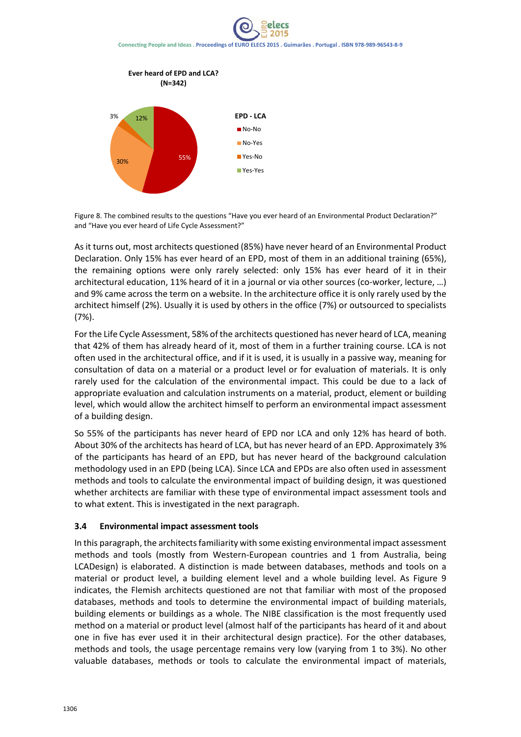Ever heard of EPD and LCA?
(N=342)

3%
12%
30%
55%

EPD - LCA
No-No
No-Yes
Yes-No
Yes-Yes

Figure 8. The combined results to the questions “Have you ever heard of an Environmental Product Declaration?” and “Have you ever heard of Life Cycle Assessment?”

As it turns out, most architects questioned (85%) have never heard of an Environmental Product Declaration. Only 15% has ever heard of an EPD, most of them in an additional training (65%), the remaining options were only rarely selected: only 15% has ever heard of it in their architectural education, 11% heard of it in a journal or via other sources (co-worker, lecture, …) and 9% came across the term on a website. In the architecture office it is only rarely used by the architect himself (2%). Usually it is used by others in the office (7%) or outsourced to specialists (7%).

For the Life Cycle Assessment, 58% of the architects questioned has never heard of LCA, meaning that 42% of them has already heard of it, most of them in a further training course. LCA is not often used in the architectural office, and if it is used, it is usually in a passive way, meaning for consultation of data on a material or a product level or for evaluation of materials. It is only rarely used for the calculation of the environmental impact. This could be due to a lack of appropriate evaluation and calculation instruments on a material, product, element or building level, which would allow the architect himself to perform an environmental impact assessment of a building design.

So 55% of the participants has never heard of EPD nor LCA and only 12% has heard of both. About 30% of the architects has heard of LCA, but has never heard of an EPD. Approximately 3% of the participants has heard of an EPD, but has never heard of the background calculation methodology used in an EPD (being LCA). Since LCA and EPDs are also often used in assessment methods and tools to calculate the environmental impact of building design, it was questioned whether architects are familiar with these type of environmental impact assessment tools and to what extent. This is investigated in the next paragraph.

### 3.4 Environmental impact assessment tools

In this paragraph, the architects familiarity with some existing environmental impact assessment methods and tools (mostly from Western-European countries and 1 from Australia, being LCADesign) is elaborated. A distinction is made between databases, methods and tools on a material or product level, a building element level and a whole building level. As Figure 9 indicates, the Flemish architects questioned are not that familiar with most of the proposed databases, methods and tools to determine the environmental impact of building materials, building elements or buildings as a whole. The NIBE classification is the most frequently used method on a material or product level (almost half of the participants has heard of it and about one in five has ever used it in their architectural design practice). For the other databases, methods and tools, the usage percentage remains very low (varying from 1 to 3%). No other valuable databases, methods or tools to calculate the environmental impact of materials,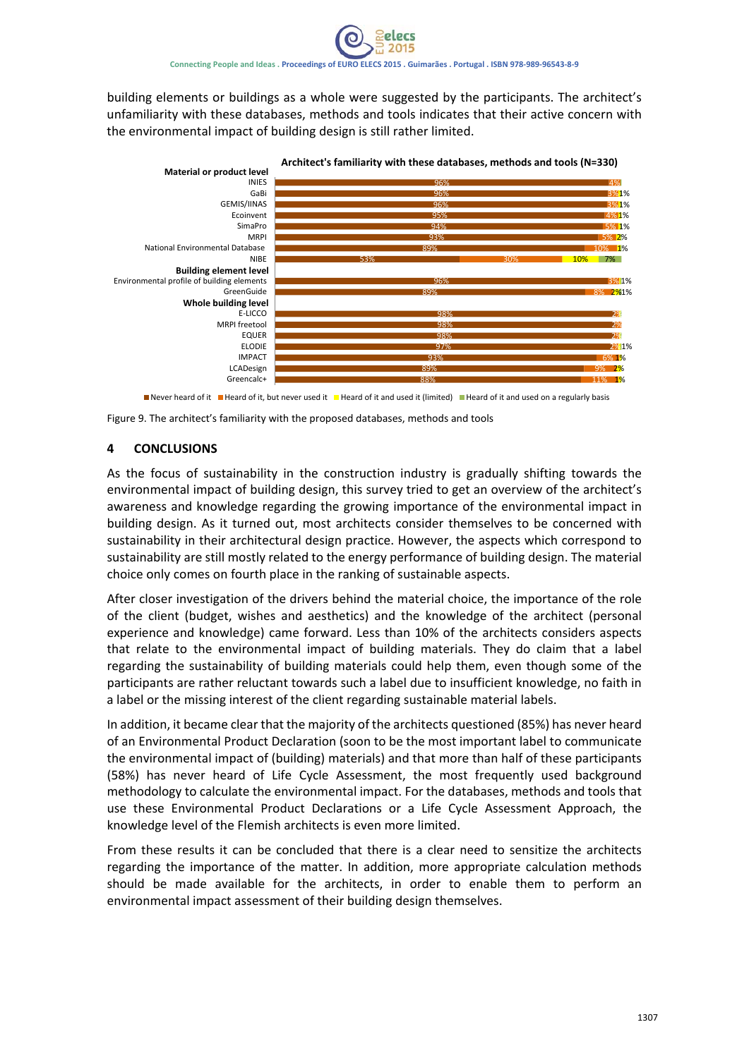building elements or buildings as a whole were suggested by the participants. The architect's unfamiliarity with these databases, methods and tools indicates that their active concern with the environmental impact of building design is still rather limited.

Architect's familiarity with these databases, methods and tools (N=330)

Material or product level
INIES 96% 4%
GaBi 96% 3% 1%
GEMIS/IINAS 96% 3% 1%
Ecoinvent 95% 4% 1%
SimaPro 94% 5% 1%
MRPI 93% 5% 2%
National Environmental Database 89% 10% 1%
NIBE 53% 30% 10% 7%

Building element level
Environmental profile of building elements 96% 3% 1%
GreenGuide 89% 8% 2% 1%

Whole building level
E-LICCO 98% 2%
MRPI freetool 98% 2%
EQUER 98% 2%
ELODIE 97% 2% 1%
IMPACT 93% 6% 1%
LCADesign 89% 9% 2%
Greencalc+ 88% 11% 1%

Never heard of it; Heard of it, but never used it; Heard of it and used it (limited); Heard of it and used on a regularly basis

Figure 9. The architect's familiarity with the proposed databases, methods and tools

## 4 CONCLUSIONS

As the focus of sustainability in the construction industry is gradually shifting towards the environmental impact of building design, this survey tried to get an overview of the architect's awareness and knowledge regarding the growing importance of the environmental impact in building design. As it turned out, most architects consider themselves to be concerned with sustainability in their architectural design practice. However, the aspects which correspond to sustainability are still mostly related to the energy performance of building design. The material choice only comes on fourth place in the ranking of sustainable aspects.

After closer investigation of the drivers behind the material choice, the importance of the role of the client (budget, wishes and aesthetics) and the knowledge of the architect (personal experience and knowledge) came forward. Less than 10% of the architects considers aspects that relate to the environmental impact of building materials. They do claim that a label regarding the sustainability of building materials could help them, even though some of the participants are rather reluctant towards such a label due to insufficient knowledge, no faith in a label or the missing interest of the client regarding sustainable material labels.

In addition, it became clear that the majority of the architects questioned (85%) has never heard of an Environmental Product Declaration (soon to be the most important label to communicate the environmental impact of (building) materials) and that more than half of these participants (58%) has never heard of Life Cycle Assessment, the most frequently used background methodology to calculate the environmental impact. For the databases, methods and tools that use these Environmental Product Declarations or a Life Cycle Assessment Approach, the knowledge level of the Flemish architects is even more limited.

From these results it can be concluded that there is a clear need to sensitize the architects regarding the importance of the matter. In addition, more appropriate calculation methods should be made available for the architects, in order to enable them to perform an environmental impact assessment of their building design themselves.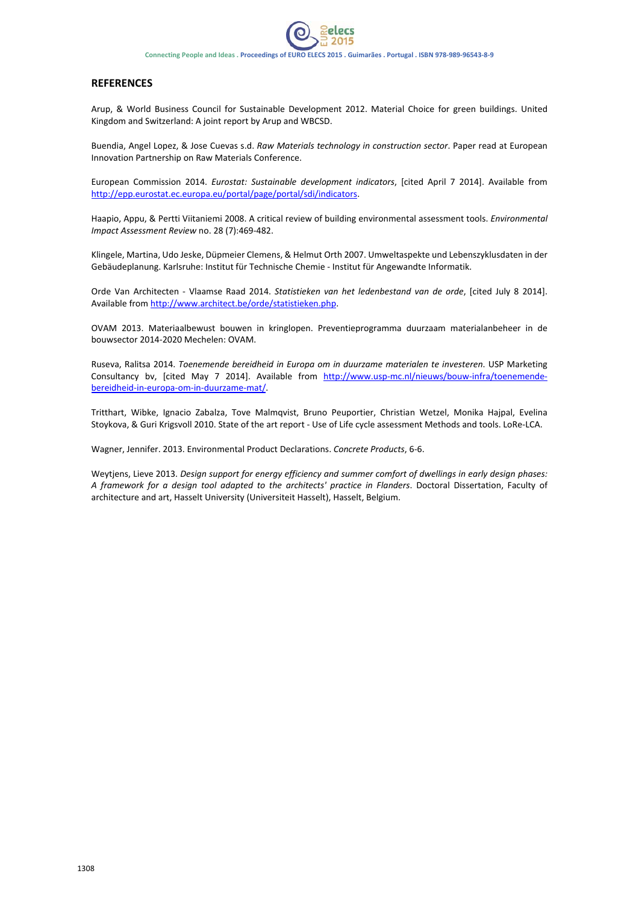## REFERENCES

Arup, & World Business Council for Sustainable Development 2012. Material Choice for green buildings. United Kingdom and Switzerland: A joint report by Arup and WBCSD.

Buendia, Angel Lopez, & Jose Cuevas s.d. *Raw Materials technology in construction sector*. Paper read at European Innovation Partnership on Raw Materials Conference.

European Commission 2014. *Eurostat: Sustainable development indicators*, [cited April 7 2014]. Available from http://epp.eurostat.ec.europa.eu/portal/page/portal/sdi/indicators.

Haapio, Appu, & Pertti Viitaniemi 2008. A critical review of building environmental assessment tools. *Environmental Impact Assessment Review* no. 28 (7):469-482.

Klingele, Martina, Udo Jeske, Düpmeier Clemens, & Helmut Orth 2007. Umweltaspekte und Lebenszyklusdaten in der Gebäudeplanung. Karlsruhe: Institut für Technische Chemie - Institut für Angewandte Informatik.

Orde Van Architecten - Vlaamse Raad 2014. *Statistieken van het ledenbestand van de orde*, [cited July 8 2014]. Available from http://www.architect.be/orde/statistieken.php.

OVAM 2013. Materiaalbewust bouwen in kringlopen. Preventieprogramma duurzaam materialenbeheer in de bouwsector 2014-2020 Mechelen: OVAM.

Ruseva, Ralitsa 2014. *Toenemende bereidheid in Europa om in duurzame materialen te investeren*. USP Marketing Consultancy bv, [cited May 7 2014]. Available from http://www.usp-mc.nl/nieuws/bouw-infra/toenemende-bereidheid-in-europa-om-in-duurzame-mat/.

Tritthart, Wibke, Ignacio Zabalza, Tove Malmqvist, Bruno Peuportier, Christian Wetzel, Monika Hajpal, Evelina Stoykova, & Guri Krigsvoll 2010. State of the art report - Use of Life cycle assessment Methods and tools. LoRe-LCA.

Wagner, Jennifer. 2013. Environmental Product Declarations. *Concrete Products*, 6-6.

Weytjens, Lieve 2013. *Design support for energy efficiency and summer comfort of dwellings in early design phases: A framework for a design tool adapted to the architects' practice in Flanders*. Doctoral Dissertation, Faculty of architecture and art, Hasselt University (Universiteit Hasselt), Hasselt, Belgium.